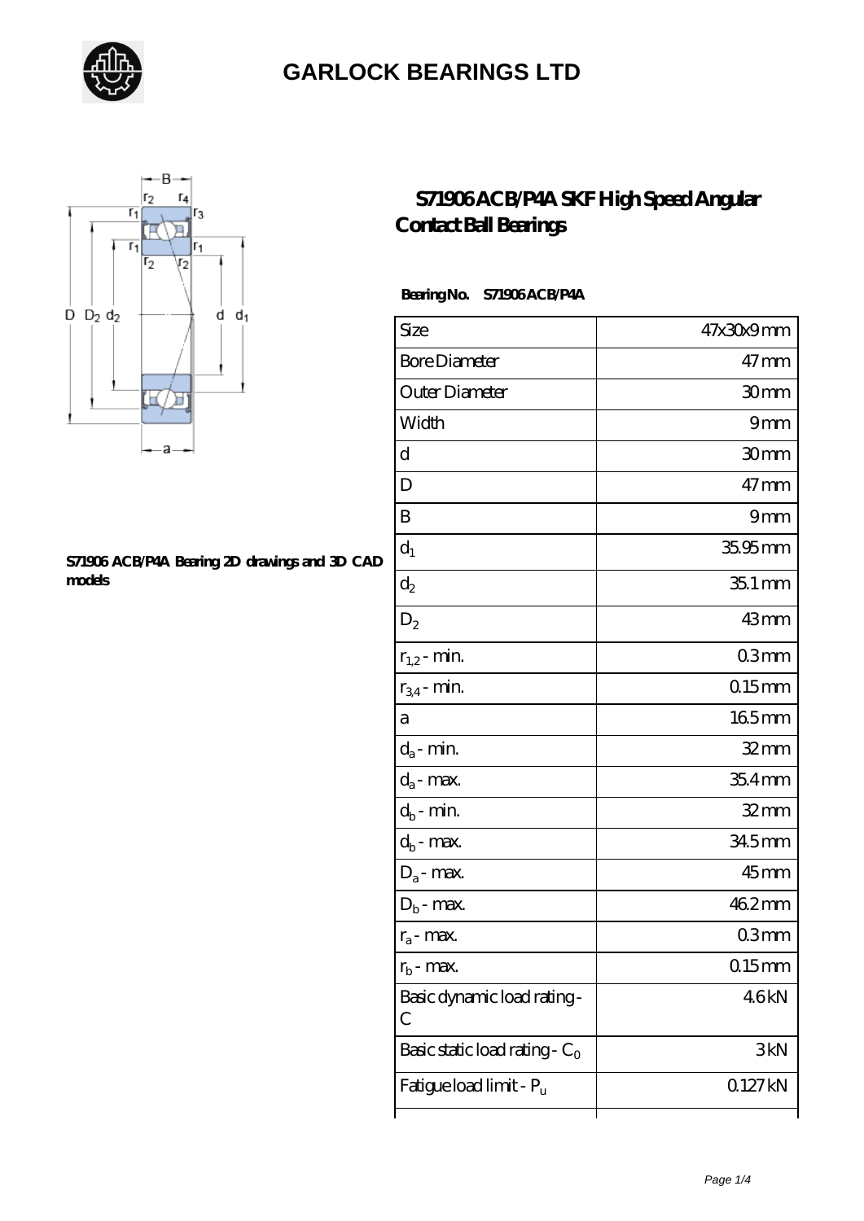# GARLOCK BEARINGS LTD

## S71906 ACB/P4A SKF High Speed Angular Contact Ball Bearings

S71906 ACB/P4A Bearing 2D drawings and 3D CAD models

**Bearing No.** **S71906 ACB/P4A**

| Size | 47x30x9 mm |
|---|---|
| Bore Diameter | 47 mm |
| Outer Diameter | 30 mm |
| Width | 9 mm |
| d | 30 mm |
| D | 47 mm |
| B | 9 mm |
| $d_1$ | 35.95 mm |
| $d_2$ | 35.1 mm |
| $D_2$ | 43 mm |
| $r_{1,2}$ - min. | 0.3 mm |
| $r_{3,4}$ - min. | 0.15 mm |
| a | 16.5 mm |
| $d_a$ - min. | 32 mm |
| $d_a$ - max. | 35.4 mm |
| $d_b$ - min. | 32 mm |
| $d_b$ - max. | 34.5 mm |
| $D_a$ - max. | 45 mm |
| $D_b$ - max. | 46.2 mm |
| $r_a$ - max. | 0.3 mm |
| $r_b$ - max. | 0.15 mm |
| Basic dynamic load rating - C | 4.6 kN |
| Basic static load rating - $C_0$ | 3 kN |
| Fatigue load limit - $P_u$ | 0.127 kN |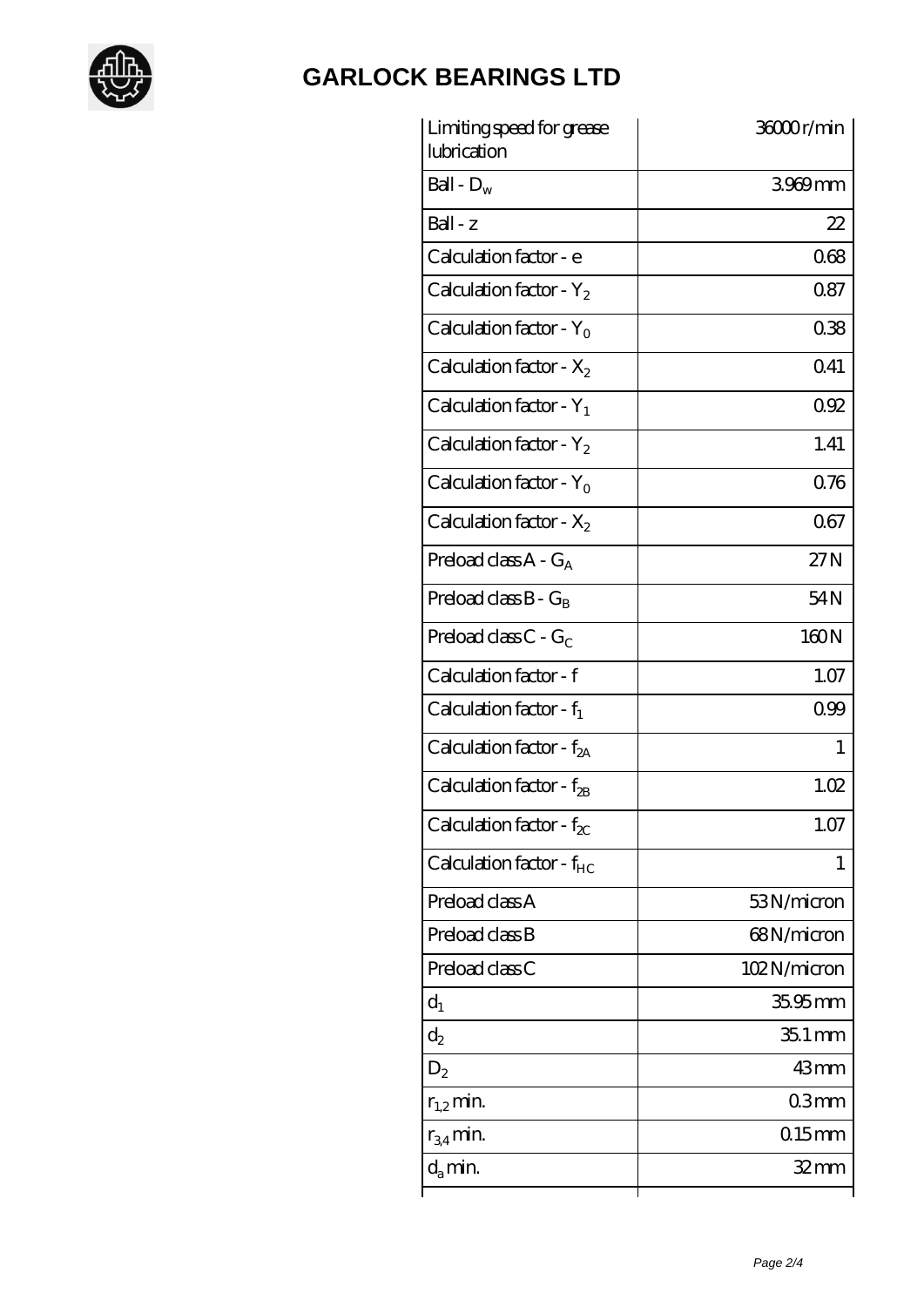# GARLOCK BEARINGS LTD

| | |
|---|---|
| Limiting speed for grease lubrication | 36000 r/min |
| Ball - $D_w$ | 3.969 mm |
| Ball - z | 22 |
| Calculation factor - e | 0.68 |
| Calculation factor - $Y_2$ | 0.87 |
| Calculation factor - $Y_0$ | 0.38 |
| Calculation factor - $X_2$ | 0.41 |
| Calculation factor - $Y_1$ | 0.92 |
| Calculation factor - $Y_2$ | 1.41 |
| Calculation factor - $Y_0$ | 0.76 |
| Calculation factor - $X_2$ | 0.67 |
| Preload class A - $G_A$ | 27 N |
| Preload class B - $G_B$ | 54 N |
| Preload class C - $G_C$ | 160 N |
| Calculation factor - f | 1.07 |
| Calculation factor - $f_1$ | 0.99 |
| Calculation factor - $f_{2A}$ | 1 |
| Calculation factor - $f_{2B}$ | 1.02 |
| Calculation factor - $f_{2C}$ | 1.07 |
| Calculation factor - $f_{HC}$ | 1 |
| Preload class A | 53 N/micron |
| Preload class B | 68 N/micron |
| Preload class C | 102 N/micron |
| $d_1$ | 35.95 mm |
| $d_2$ | 35.1 mm |
| $D_2$ | 43 mm |
| $r_{1,2}$ min. | 0.3 mm |
| $r_{3,4}$ min. | 0.15 mm |
| $d_a$ min. | 32 mm |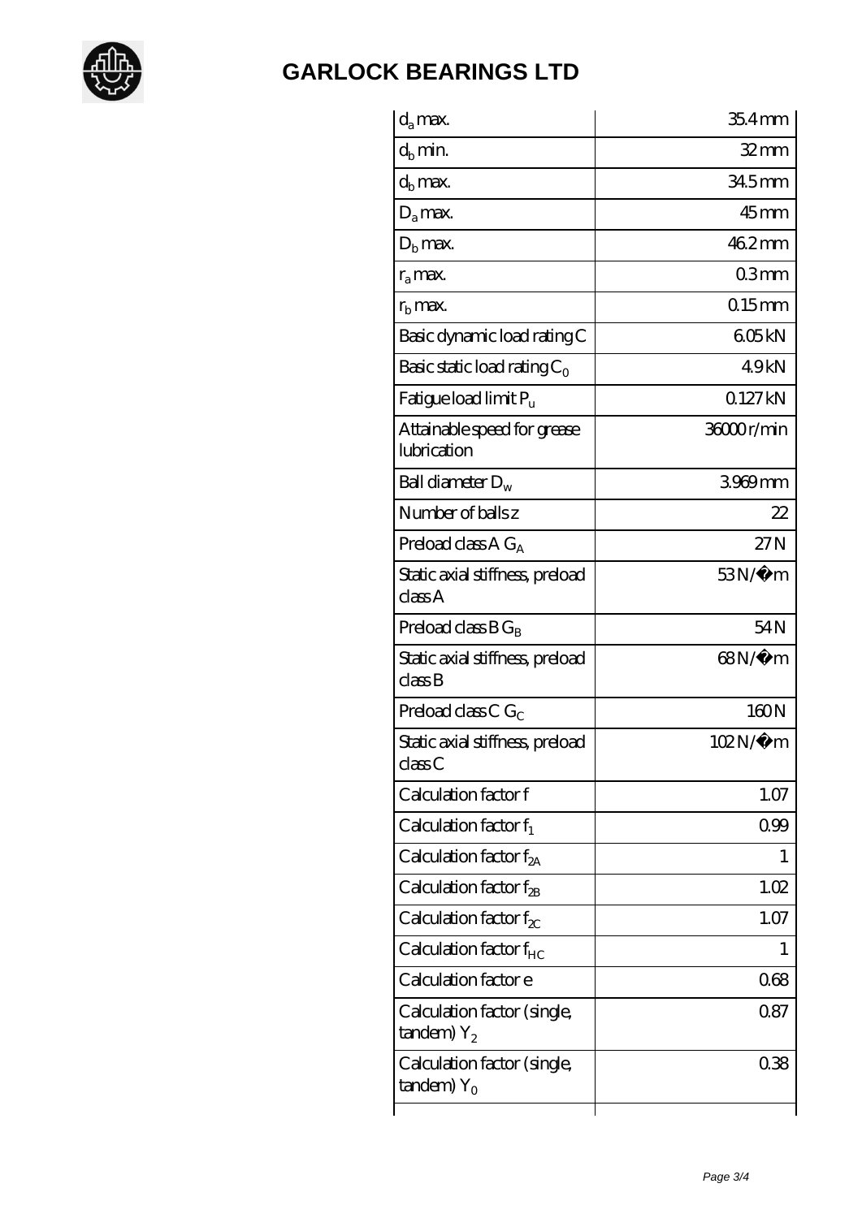# GARLOCK BEARINGS LTD

| | |
|---|---|
| $d_a$ max. | 35.4 mm |
| $d_b$ min. | 32 mm |
| $d_b$ max. | 34.5 mm |
| $D_a$ max. | 45 mm |
| $D_b$ max. | 46.2 mm |
| $r_a$ max. | 0.3 mm |
| $r_b$ max. | 0.15 mm |
| Basic dynamic load rating C | 6.05 kN |
| Basic static load rating $C_0$ | 4.9 kN |
| Fatigue load limit $P_u$ | 0.127 kN |
| Attainable speed for grease lubrication | 36000 r/min |
| Ball diameter $D_w$ | 3.969 mm |
| Number of balls z | 22 |
| Preload class A $G_A$ | 27 N |
| Static axial stiffness, preload class A | 53 N/µm |
| Preload class B $G_B$ | 54 N |
| Static axial stiffness, preload class B | 68 N/µm |
| Preload class C $G_C$ | 160 N |
| Static axial stiffness, preload class C | 102 N/µm |
| Calculation factor f | 1.07 |
| Calculation factor $f_1$ | 0.99 |
| Calculation factor $f_{2A}$ | 1 |
| Calculation factor $f_{2B}$ | 1.02 |
| Calculation factor $f_{2C}$ | 1.07 |
| Calculation factor $f_{HC}$ | 1 |
| Calculation factor e | 0.68 |
| Calculation factor (single, tandem) $Y_2$ | 0.87 |
| Calculation factor (single, tandem) $Y_0$ | 0.38 |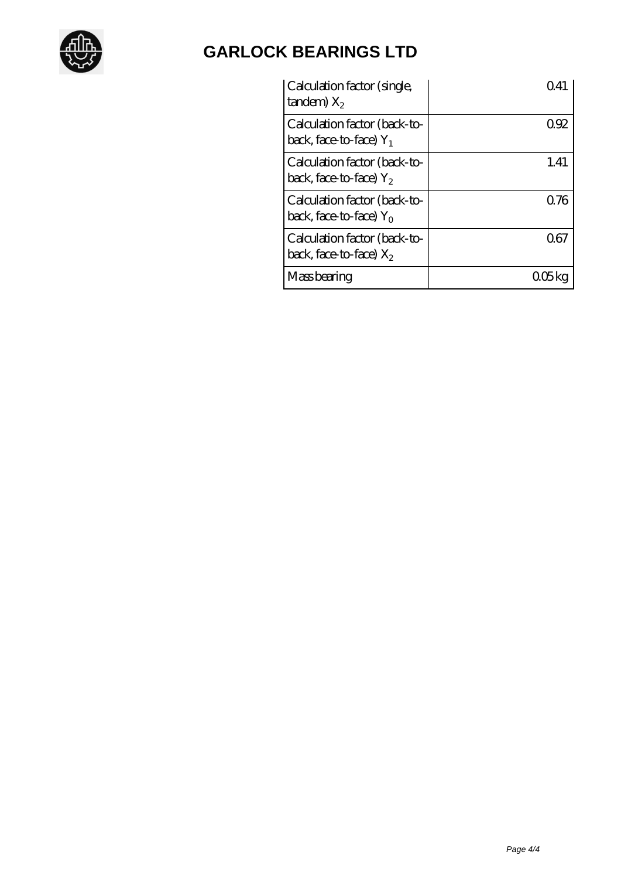| | |
|---|---|
| Calculation factor (single, tandem) $X_2$ | 0.41 |
| Calculation factor (back-to-back, face-to-face) $Y_1$ | 0.92 |
| Calculation factor (back-to-back, face-to-face) $Y_2$ | 1.41 |
| Calculation factor (back-to-back, face-to-face) $Y_0$ | 0.76 |
| Calculation factor (back-to-back, face-to-face) $X_2$ | 0.67 |
| Mass bearing | 0.05 kg |